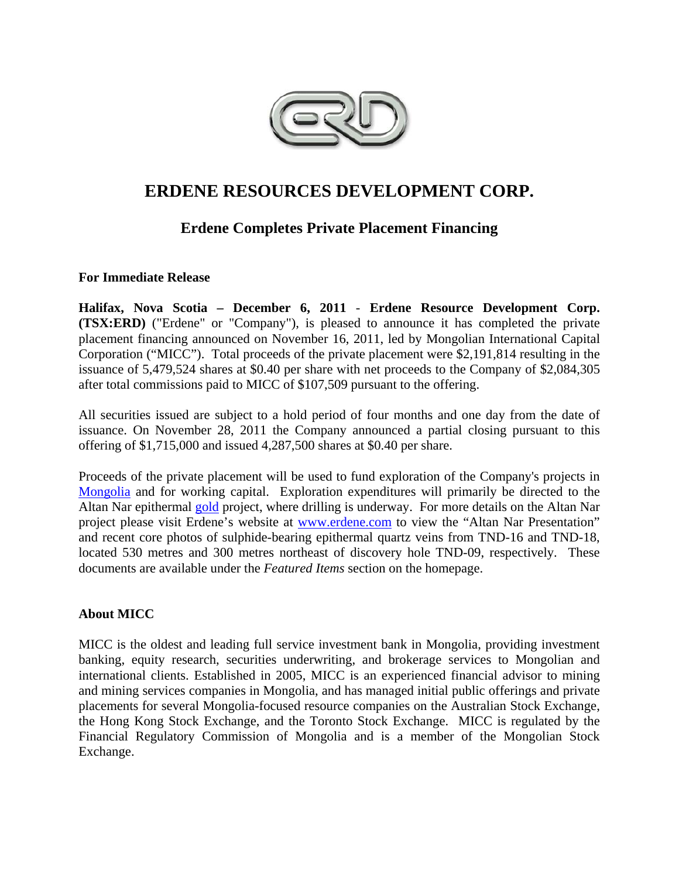# ERDENE RESOURCES DEVELOPMENT CORP.

## Erdene Completes Private Placement Financing

**For Immediate Release**

**Halifax, Nova Scotia – December 6, 2011** - **Erdene Resource Development Corp. (TSX:ERD)** ("Erdene" or "Company"), is pleased to announce it has completed the private placement financing announced on November 16, 2011, led by Mongolian International Capital Corporation ("MICC"). Total proceeds of the private placement were $2,191,814 resulting in the issuance of 5,479,524 shares at $0.40 per share with net proceeds to the Company of $2,084,305 after total commissions paid to MICC of $107,509 pursuant to the offering.

All securities issued are subject to a hold period of four months and one day from the date of issuance. On November 28, 2011 the Company announced a partial closing pursuant to this offering of $1,715,000 and issued 4,287,500 shares at $0.40 per share.

Proceeds of the private placement will be used to fund exploration of the Company's projects in Mongolia and for working capital. Exploration expenditures will primarily be directed to the Altan Nar epithermal gold project, where drilling is underway. For more details on the Altan Nar project please visit Erdene's website at www.erdene.com to view the "Altan Nar Presentation" and recent core photos of sulphide-bearing epithermal quartz veins from TND-16 and TND-18, located 530 metres and 300 metres northeast of discovery hole TND-09, respectively. These documents are available under the *Featured Items* section on the homepage.

**About MICC**

MICC is the oldest and leading full service investment bank in Mongolia, providing investment banking, equity research, securities underwriting, and brokerage services to Mongolian and international clients. Established in 2005, MICC is an experienced financial advisor to mining and mining services companies in Mongolia, and has managed initial public offerings and private placements for several Mongolia-focused resource companies on the Australian Stock Exchange, the Hong Kong Stock Exchange, and the Toronto Stock Exchange. MICC is regulated by the Financial Regulatory Commission of Mongolia and is a member of the Mongolian Stock Exchange.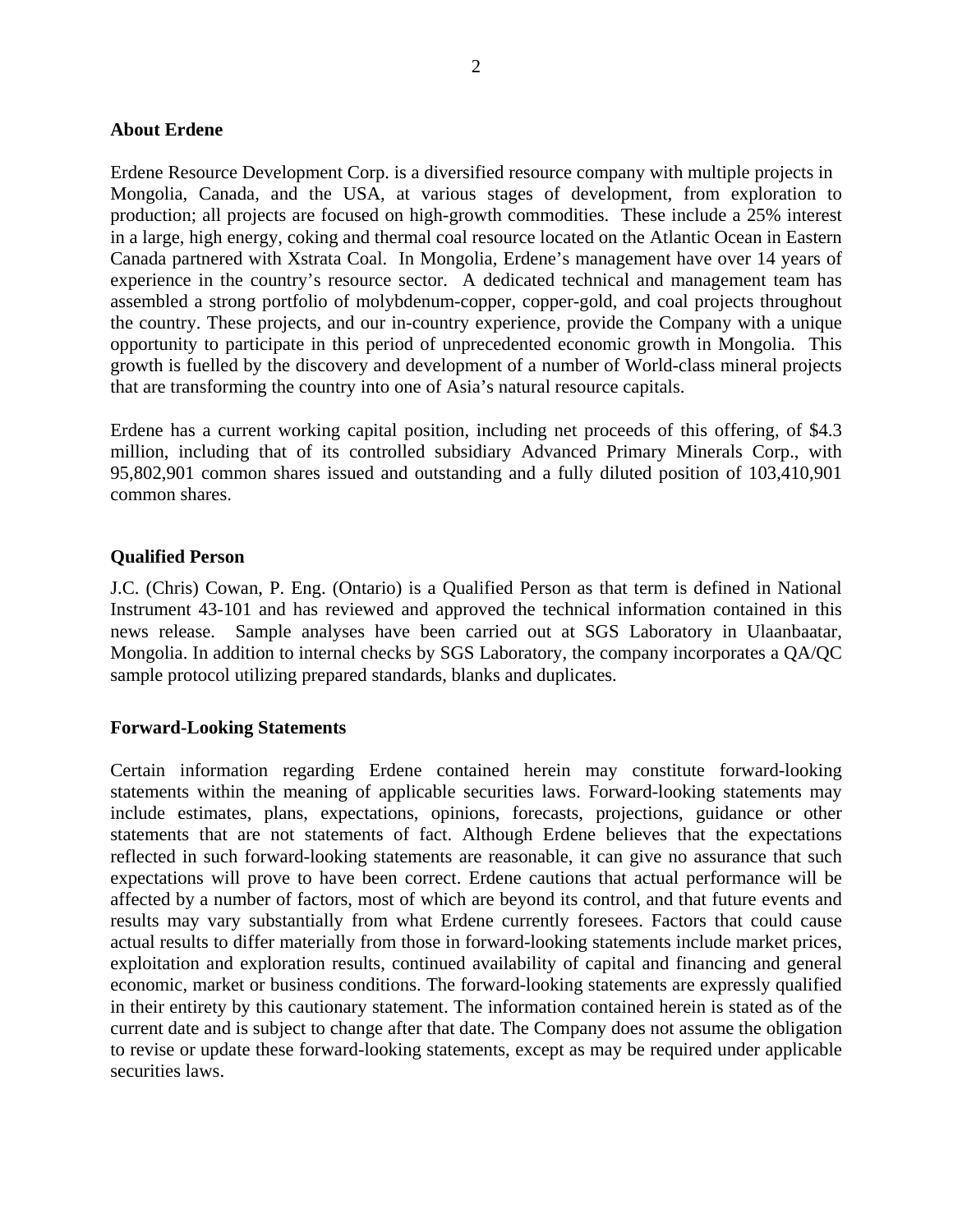**About Erdene**

Erdene Resource Development Corp. is a diversified resource company with multiple projects in Mongolia, Canada, and the USA, at various stages of development, from exploration to production; all projects are focused on high-growth commodities. These include a 25% interest in a large, high energy, coking and thermal coal resource located on the Atlantic Ocean in Eastern Canada partnered with Xstrata Coal. In Mongolia, Erdene's management have over 14 years of experience in the country's resource sector. A dedicated technical and management team has assembled a strong portfolio of molybdenum-copper, copper-gold, and coal projects throughout the country. These projects, and our in-country experience, provide the Company with a unique opportunity to participate in this period of unprecedented economic growth in Mongolia. This growth is fuelled by the discovery and development of a number of World-class mineral projects that are transforming the country into one of Asia's natural resource capitals.

Erdene has a current working capital position, including net proceeds of this offering, of $4.3 million, including that of its controlled subsidiary Advanced Primary Minerals Corp., with 95,802,901 common shares issued and outstanding and a fully diluted position of 103,410,901 common shares.

**Qualified Person**

J.C. (Chris) Cowan, P. Eng. (Ontario) is a Qualified Person as that term is defined in National Instrument 43-101 and has reviewed and approved the technical information contained in this news release. Sample analyses have been carried out at SGS Laboratory in Ulaanbaatar, Mongolia. In addition to internal checks by SGS Laboratory, the company incorporates a QA/QC sample protocol utilizing prepared standards, blanks and duplicates.

**Forward-Looking Statements**

Certain information regarding Erdene contained herein may constitute forward-looking statements within the meaning of applicable securities laws. Forward-looking statements may include estimates, plans, expectations, opinions, forecasts, projections, guidance or other statements that are not statements of fact. Although Erdene believes that the expectations reflected in such forward-looking statements are reasonable, it can give no assurance that such expectations will prove to have been correct. Erdene cautions that actual performance will be affected by a number of factors, most of which are beyond its control, and that future events and results may vary substantially from what Erdene currently foresees. Factors that could cause actual results to differ materially from those in forward-looking statements include market prices, exploitation and exploration results, continued availability of capital and financing and general economic, market or business conditions. The forward-looking statements are expressly qualified in their entirety by this cautionary statement. The information contained herein is stated as of the current date and is subject to change after that date. The Company does not assume the obligation to revise or update these forward-looking statements, except as may be required under applicable securities laws.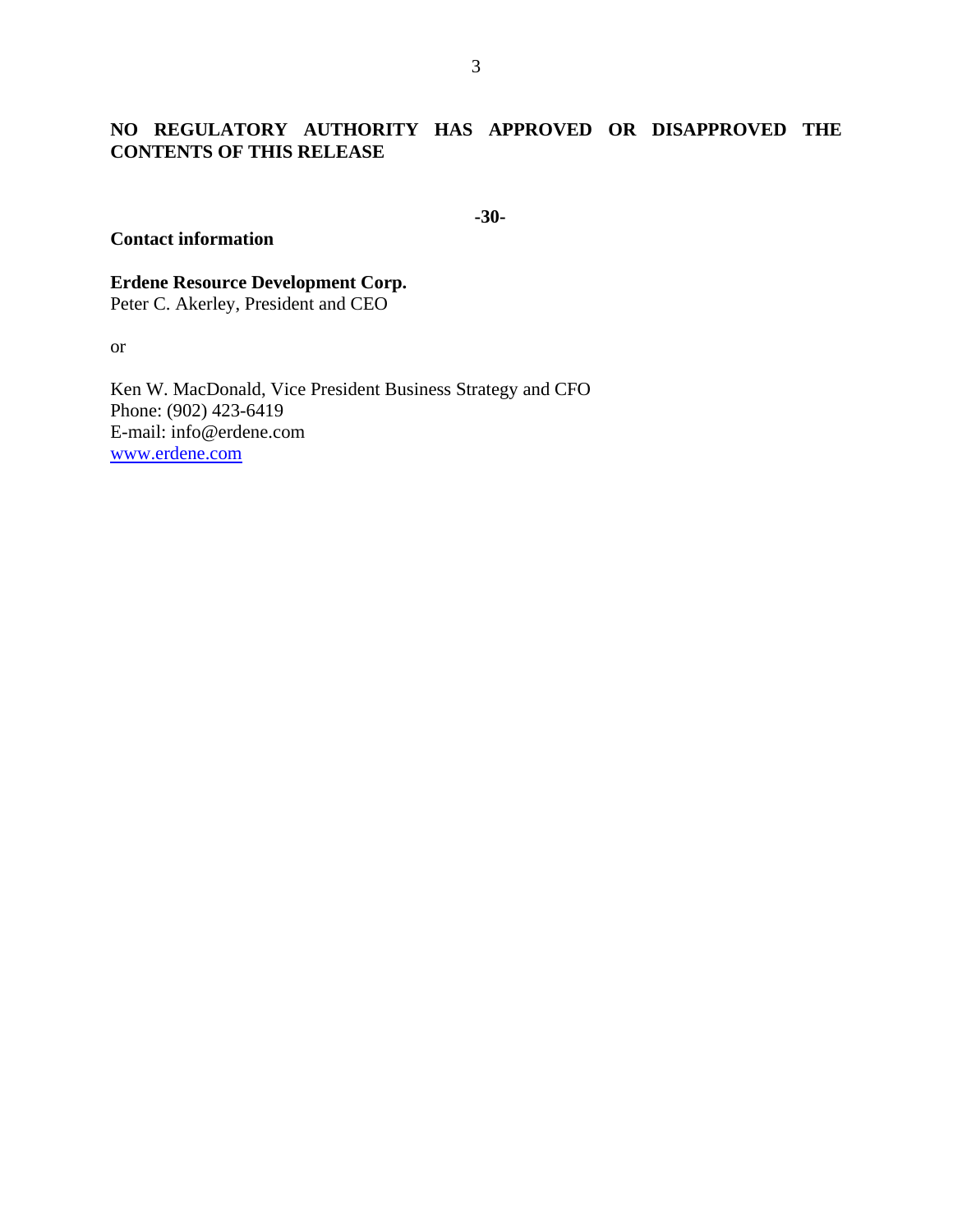**NO REGULATORY AUTHORITY HAS APPROVED OR DISAPPROVED THE CONTENTS OF THIS RELEASE**

**-30-**

**Contact information**

**Erdene Resource Development Corp.**
Peter C. Akerley, President and CEO

or

Ken W. MacDonald, Vice President Business Strategy and CFO
Phone: (902) 423-6419
E-mail: info@erdene.com
[www.erdene.com](http://www.erdene.com)